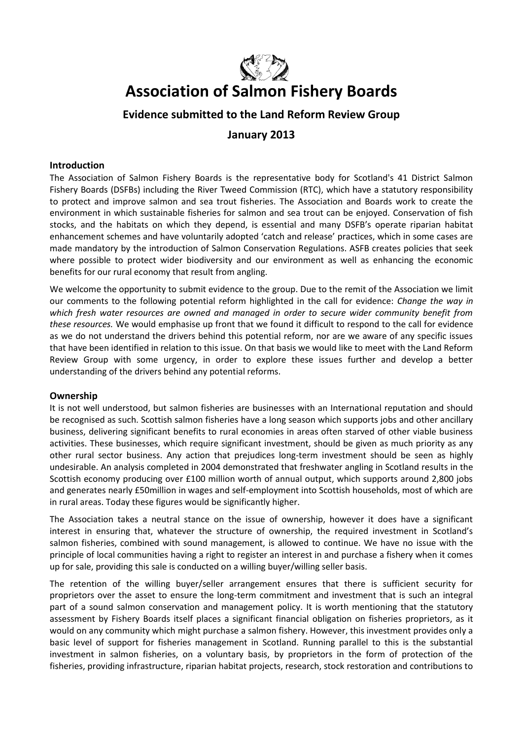# Association of Salmon Fishery Boards

## Evidence submitted to the Land Reform Review Group

## January 2013

### Introduction

The Association of Salmon Fishery Boards is the representative body for Scotland's 41 District Salmon Fishery Boards (DSFBs) including the River Tweed Commission (RTC), which have a statutory responsibility to protect and improve salmon and sea trout fisheries. The Association and Boards work to create the environment in which sustainable fisheries for salmon and sea trout can be enjoyed. Conservation of fish stocks, and the habitats on which they depend, is essential and many DSFB's operate riparian habitat enhancement schemes and have voluntarily adopted 'catch and release' practices, which in some cases are made mandatory by the introduction of Salmon Conservation Regulations. ASFB creates policies that seek where possible to protect wider biodiversity and our environment as well as enhancing the economic benefits for our rural economy that result from angling.

We welcome the opportunity to submit evidence to the group. Due to the remit of the Association we limit our comments to the following potential reform highlighted in the call for evidence: *Change the way in which fresh water resources are owned and managed in order to secure wider community benefit from these resources.* We would emphasise up front that we found it difficult to respond to the call for evidence as we do not understand the drivers behind this potential reform, nor are we aware of any specific issues that have been identified in relation to this issue. On that basis we would like to meet with the Land Reform Review Group with some urgency, in order to explore these issues further and develop a better understanding of the drivers behind any potential reforms.

### Ownership

It is not well understood, but salmon fisheries are businesses with an International reputation and should be recognised as such. Scottish salmon fisheries have a long season which supports jobs and other ancillary business, delivering significant benefits to rural economies in areas often starved of other viable business activities. These businesses, which require significant investment, should be given as much priority as any other rural sector business. Any action that prejudices long-term investment should be seen as highly undesirable. An analysis completed in 2004 demonstrated that freshwater angling in Scotland results in the Scottish economy producing over £100 million worth of annual output, which supports around 2,800 jobs and generates nearly £50million in wages and self-employment into Scottish households, most of which are in rural areas. Today these figures would be significantly higher.

The Association takes a neutral stance on the issue of ownership, however it does have a significant interest in ensuring that, whatever the structure of ownership, the required investment in Scotland's salmon fisheries, combined with sound management, is allowed to continue. We have no issue with the principle of local communities having a right to register an interest in and purchase a fishery when it comes up for sale, providing this sale is conducted on a willing buyer/willing seller basis.

The retention of the willing buyer/seller arrangement ensures that there is sufficient security for proprietors over the asset to ensure the long-term commitment and investment that is such an integral part of a sound salmon conservation and management policy. It is worth mentioning that the statutory assessment by Fishery Boards itself places a significant financial obligation on fisheries proprietors, as it would on any community which might purchase a salmon fishery. However, this investment provides only a basic level of support for fisheries management in Scotland. Running parallel to this is the substantial investment in salmon fisheries, on a voluntary basis, by proprietors in the form of protection of the fisheries, providing infrastructure, riparian habitat projects, research, stock restoration and contributions to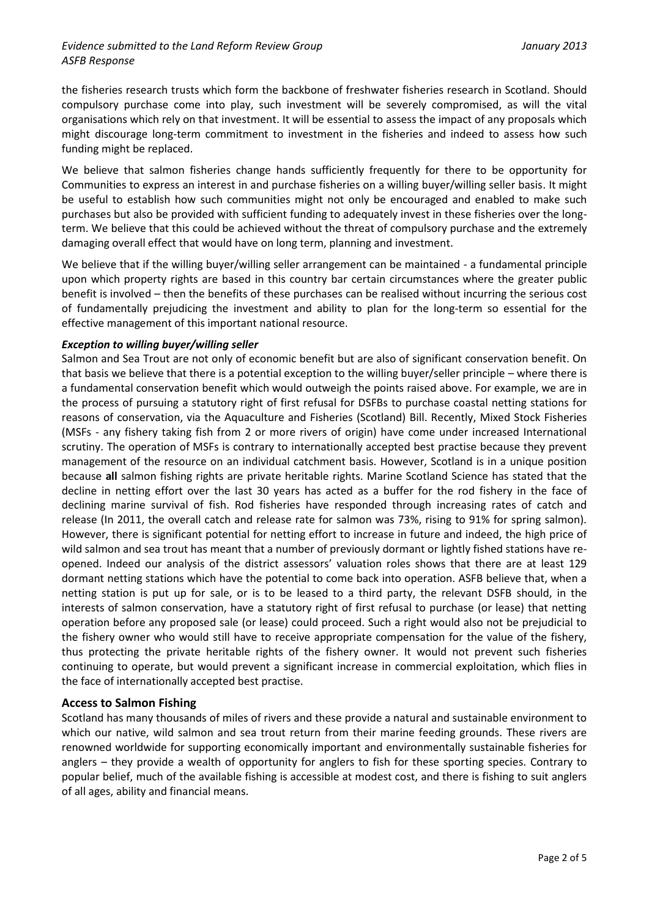the fisheries research trusts which form the backbone of freshwater fisheries research in Scotland. Should compulsory purchase come into play, such investment will be severely compromised, as will the vital organisations which rely on that investment. It will be essential to assess the impact of any proposals which might discourage long-term commitment to investment in the fisheries and indeed to assess how such funding might be replaced.

We believe that salmon fisheries change hands sufficiently frequently for there to be opportunity for Communities to express an interest in and purchase fisheries on a willing buyer/willing seller basis. It might be useful to establish how such communities might not only be encouraged and enabled to make such purchases but also be provided with sufficient funding to adequately invest in these fisheries over the long-term. We believe that this could be achieved without the threat of compulsory purchase and the extremely damaging overall effect that would have on long term, planning and investment.

We believe that if the willing buyer/willing seller arrangement can be maintained - a fundamental principle upon which property rights are based in this country bar certain circumstances where the greater public benefit is involved – then the benefits of these purchases can be realised without incurring the serious cost of fundamentally prejudicing the investment and ability to plan for the long-term so essential for the effective management of this important national resource.

***Exception to willing buyer/willing seller***

Salmon and Sea Trout are not only of economic benefit but are also of significant conservation benefit. On that basis we believe that there is a potential exception to the willing buyer/seller principle – where there is a fundamental conservation benefit which would outweigh the points raised above. For example, we are in the process of pursuing a statutory right of first refusal for DSFBs to purchase coastal netting stations for reasons of conservation, via the Aquaculture and Fisheries (Scotland) Bill. Recently, Mixed Stock Fisheries (MSFs - any fishery taking fish from 2 or more rivers of origin) have come under increased International scrutiny. The operation of MSFs is contrary to internationally accepted best practise because they prevent management of the resource on an individual catchment basis. However, Scotland is in a unique position because **all** salmon fishing rights are private heritable rights. Marine Scotland Science has stated that the decline in netting effort over the last 30 years has acted as a buffer for the rod fishery in the face of declining marine survival of fish. Rod fisheries have responded through increasing rates of catch and release (In 2011, the overall catch and release rate for salmon was 73%, rising to 91% for spring salmon). However, there is significant potential for netting effort to increase in future and indeed, the high price of wild salmon and sea trout has meant that a number of previously dormant or lightly fished stations have re-opened. Indeed our analysis of the district assessors' valuation roles shows that there are at least 129 dormant netting stations which have the potential to come back into operation. ASFB believe that, when a netting station is put up for sale, or is to be leased to a third party, the relevant DSFB should, in the interests of salmon conservation, have a statutory right of first refusal to purchase (or lease) that netting operation before any proposed sale (or lease) could proceed. Such a right would also not be prejudicial to the fishery owner who would still have to receive appropriate compensation for the value of the fishery, thus protecting the private heritable rights of the fishery owner. It would not prevent such fisheries continuing to operate, but would prevent a significant increase in commercial exploitation, which flies in the face of internationally accepted best practise.

## Access to Salmon Fishing

Scotland has many thousands of miles of rivers and these provide a natural and sustainable environment to which our native, wild salmon and sea trout return from their marine feeding grounds. These rivers are renowned worldwide for supporting economically important and environmentally sustainable fisheries for anglers – they provide a wealth of opportunity for anglers to fish for these sporting species. Contrary to popular belief, much of the available fishing is accessible at modest cost, and there is fishing to suit anglers of all ages, ability and financial means.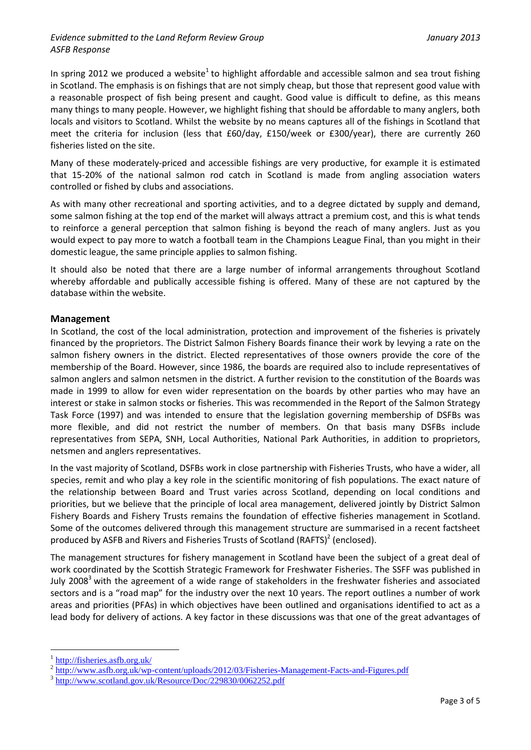In spring 2012 we produced a website[1] to highlight affordable and accessible salmon and sea trout fishing in Scotland. The emphasis is on fishings that are not simply cheap, but those that represent good value with a reasonable prospect of fish being present and caught. Good value is difficult to define, as this means many things to many people. However, we highlight fishing that should be affordable to many anglers, both locals and visitors to Scotland. Whilst the website by no means captures all of the fishings in Scotland that meet the criteria for inclusion (less that £60/day, £150/week or £300/year), there are currently 260 fisheries listed on the site.

Many of these moderately-priced and accessible fishings are very productive, for example it is estimated that 15-20% of the national salmon rod catch in Scotland is made from angling association waters controlled or fished by clubs and associations.

As with many other recreational and sporting activities, and to a degree dictated by supply and demand, some salmon fishing at the top end of the market will always attract a premium cost, and this is what tends to reinforce a general perception that salmon fishing is beyond the reach of many anglers. Just as you would expect to pay more to watch a football team in the Champions League Final, than you might in their domestic league, the same principle applies to salmon fishing.

It should also be noted that there are a large number of informal arrangements throughout Scotland whereby affordable and publically accessible fishing is offered. Many of these are not captured by the database within the website.

## Management

In Scotland, the cost of the local administration, protection and improvement of the fisheries is privately financed by the proprietors. The District Salmon Fishery Boards finance their work by levying a rate on the salmon fishery owners in the district. Elected representatives of those owners provide the core of the membership of the Board. However, since 1986, the boards are required also to include representatives of salmon anglers and salmon netsmen in the district. A further revision to the constitution of the Boards was made in 1999 to allow for even wider representation on the boards by other parties who may have an interest or stake in salmon stocks or fisheries. This was recommended in the Report of the Salmon Strategy Task Force (1997) and was intended to ensure that the legislation governing membership of DSFBs was more flexible, and did not restrict the number of members. On that basis many DSFBs include representatives from SEPA, SNH, Local Authorities, National Park Authorities, in addition to proprietors, netsmen and anglers representatives.

In the vast majority of Scotland, DSFBs work in close partnership with Fisheries Trusts, who have a wider, all species, remit and who play a key role in the scientific monitoring of fish populations. The exact nature of the relationship between Board and Trust varies across Scotland, depending on local conditions and priorities, but we believe that the principle of local area management, delivered jointly by District Salmon Fishery Boards and Fishery Trusts remains the foundation of effective fisheries management in Scotland. Some of the outcomes delivered through this management structure are summarised in a recent factsheet produced by ASFB and Rivers and Fisheries Trusts of Scotland (RAFTS)[2] (enclosed).

The management structures for fishery management in Scotland have been the subject of a great deal of work coordinated by the Scottish Strategic Framework for Freshwater Fisheries. The SSFF was published in July 2008[3] with the agreement of a wide range of stakeholders in the freshwater fisheries and associated sectors and is a "road map" for the industry over the next 10 years. The report outlines a number of work areas and priorities (PFAs) in which objectives have been outlined and organisations identified to act as a lead body for delivery of actions. A key factor in these discussions was that one of the great advantages of

---

[1] http://fisheries.asfb.org.uk/

[2] http://www.asfb.org.uk/wp-content/uploads/2012/03/Fisheries-Management-Facts-and-Figures.pdf

[3] http://www.scotland.gov.uk/Resource/Doc/229830/0062252.pdf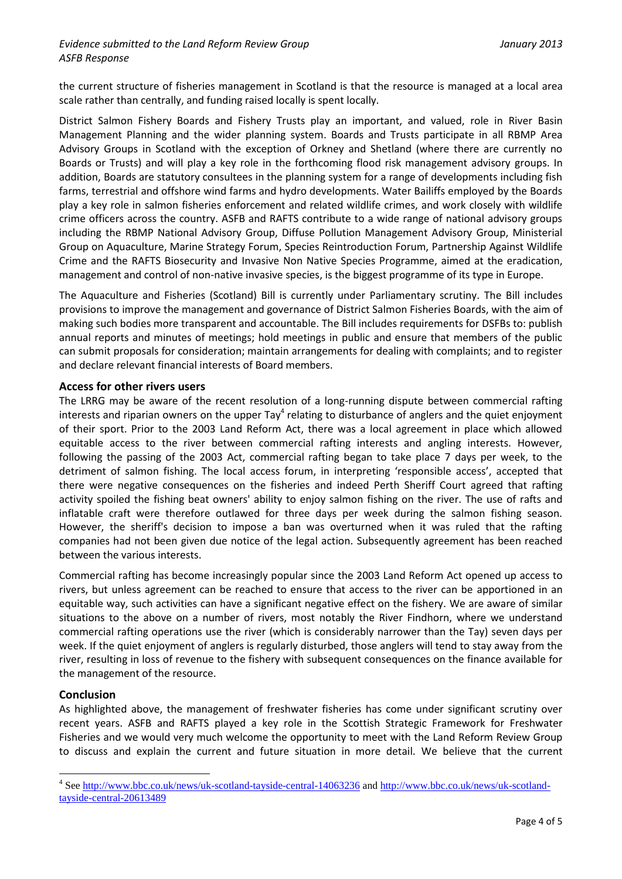the current structure of fisheries management in Scotland is that the resource is managed at a local area scale rather than centrally, and funding raised locally is spent locally.

District Salmon Fishery Boards and Fishery Trusts play an important, and valued, role in River Basin Management Planning and the wider planning system. Boards and Trusts participate in all RBMP Area Advisory Groups in Scotland with the exception of Orkney and Shetland (where there are currently no Boards or Trusts) and will play a key role in the forthcoming flood risk management advisory groups. In addition, Boards are statutory consultees in the planning system for a range of developments including fish farms, terrestrial and offshore wind farms and hydro developments. Water Bailiffs employed by the Boards play a key role in salmon fisheries enforcement and related wildlife crimes, and work closely with wildlife crime officers across the country. ASFB and RAFTS contribute to a wide range of national advisory groups including the RBMP National Advisory Group, Diffuse Pollution Management Advisory Group, Ministerial Group on Aquaculture, Marine Strategy Forum, Species Reintroduction Forum, Partnership Against Wildlife Crime and the RAFTS Biosecurity and Invasive Non Native Species Programme, aimed at the eradication, management and control of non-native invasive species, is the biggest programme of its type in Europe.

The Aquaculture and Fisheries (Scotland) Bill is currently under Parliamentary scrutiny. The Bill includes provisions to improve the management and governance of District Salmon Fisheries Boards, with the aim of making such bodies more transparent and accountable. The Bill includes requirements for DSFBs to: publish annual reports and minutes of meetings; hold meetings in public and ensure that members of the public can submit proposals for consideration; maintain arrangements for dealing with complaints; and to register and declare relevant financial interests of Board members.

## Access for other rivers users

The LRRG may be aware of the recent resolution of a long-running dispute between commercial rafting interests and riparian owners on the upper Tay[4] relating to disturbance of anglers and the quiet enjoyment of their sport. Prior to the 2003 Land Reform Act, there was a local agreement in place which allowed equitable access to the river between commercial rafting interests and angling interests. However, following the passing of the 2003 Act, commercial rafting began to take place 7 days per week, to the detriment of salmon fishing. The local access forum, in interpreting 'responsible access', accepted that there were negative consequences on the fisheries and indeed Perth Sheriff Court agreed that rafting activity spoiled the fishing beat owners' ability to enjoy salmon fishing on the river. The use of rafts and inflatable craft were therefore outlawed for three days per week during the salmon fishing season. However, the sheriff's decision to impose a ban was overturned when it was ruled that the rafting companies had not been given due notice of the legal action. Subsequently agreement has been reached between the various interests.

Commercial rafting has become increasingly popular since the 2003 Land Reform Act opened up access to rivers, but unless agreement can be reached to ensure that access to the river can be apportioned in an equitable way, such activities can have a significant negative effect on the fishery. We are aware of similar situations to the above on a number of rivers, most notably the River Findhorn, where we understand commercial rafting operations use the river (which is considerably narrower than the Tay) seven days per week. If the quiet enjoyment of anglers is regularly disturbed, those anglers will tend to stay away from the river, resulting in loss of revenue to the fishery with subsequent consequences on the finance available for the management of the resource.

## Conclusion

As highlighted above, the management of freshwater fisheries has come under significant scrutiny over recent years. ASFB and RAFTS played a key role in the Scottish Strategic Framework for Freshwater Fisheries and we would very much welcome the opportunity to meet with the Land Reform Review Group to discuss and explain the current and future situation in more detail. We believe that the current

---

[4] See http://www.bbc.co.uk/news/uk-scotland-tayside-central-14063236 and http://www.bbc.co.uk/news/uk-scotland-tayside-central-20613489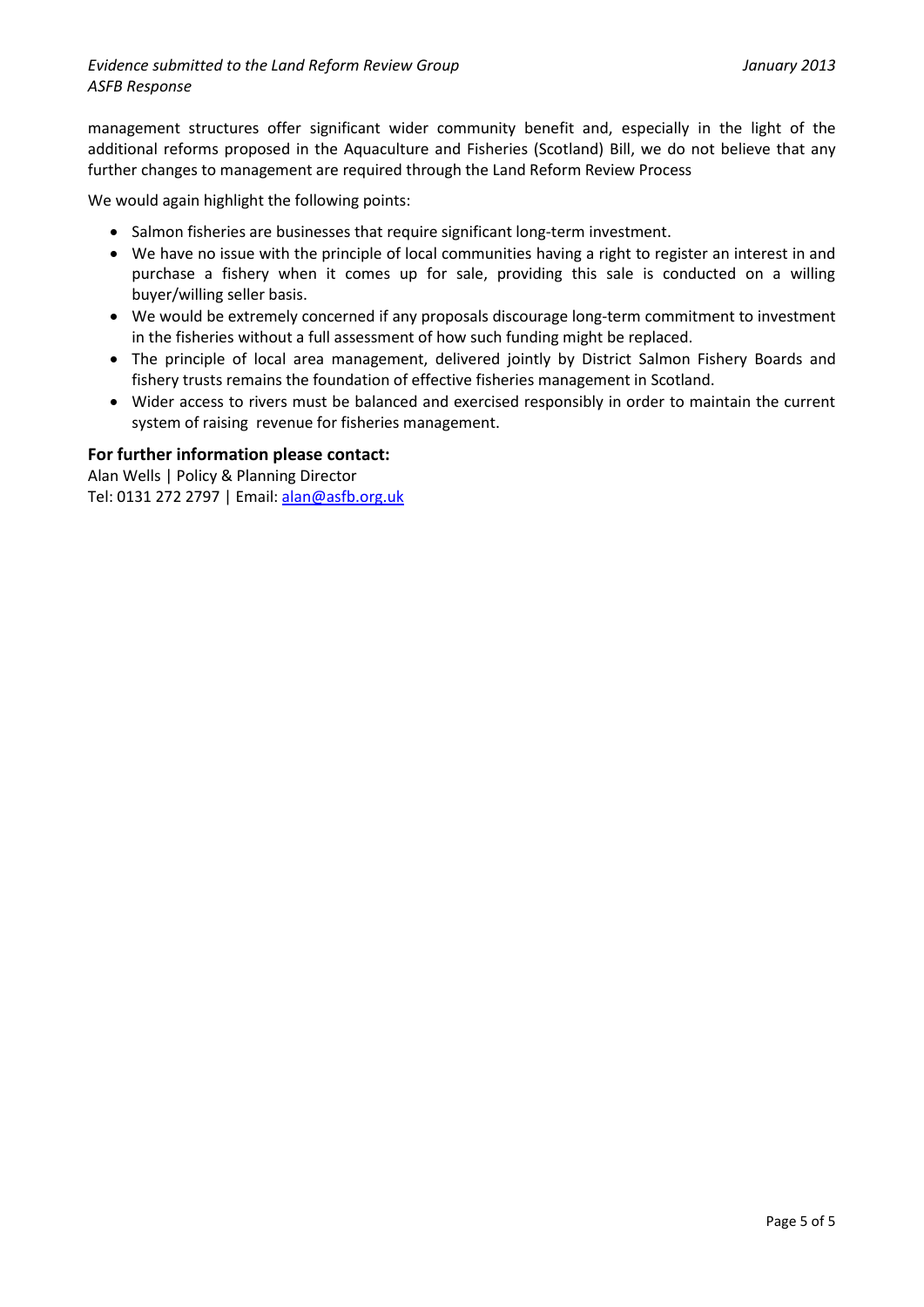management structures offer significant wider community benefit and, especially in the light of the additional reforms proposed in the Aquaculture and Fisheries (Scotland) Bill, we do not believe that any further changes to management are required through the Land Reform Review Process

We would again highlight the following points:

- Salmon fisheries are businesses that require significant long-term investment.
- We have no issue with the principle of local communities having a right to register an interest in and purchase a fishery when it comes up for sale, providing this sale is conducted on a willing buyer/willing seller basis.
- We would be extremely concerned if any proposals discourage long-term commitment to investment in the fisheries without a full assessment of how such funding might be replaced.
- The principle of local area management, delivered jointly by District Salmon Fishery Boards and fishery trusts remains the foundation of effective fisheries management in Scotland.
- Wider access to rivers must be balanced and exercised responsibly in order to maintain the current system of raising revenue for fisheries management.

**For further information please contact:**

Alan Wells | Policy & Planning Director
Tel: 0131 272 2797 | Email: alan@asfb.org.uk